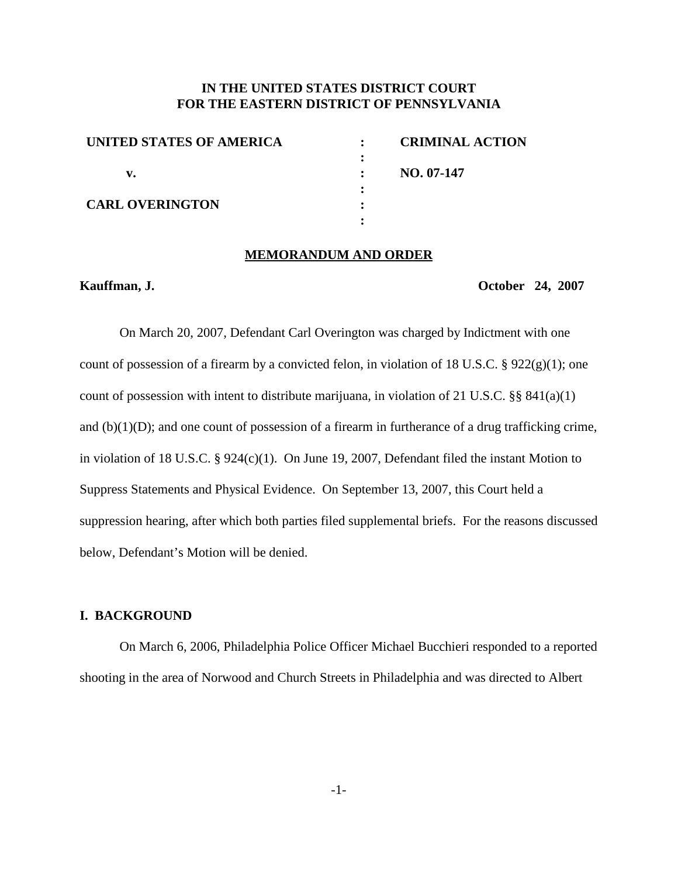**IN THE UNITED STATES DISTRICT COURT**
**FOR THE EASTERN DISTRICT OF PENNSYLVANIA**

| | | |
|---|---|---|
| **UNITED STATES OF AMERICA** | : | **CRIMINAL ACTION** |
| | : | |
| **v.** | : | **NO. 07-147** |
| | : | |
| **CARL OVERINGTON** | : | |
| | : | |

**MEMORANDUM AND ORDER**

**Kauffman, J.** **October 24, 2007**

On March 20, 2007, Defendant Carl Overington was charged by Indictment with one count of possession of a firearm by a convicted felon, in violation of 18 U.S.C. § 922(g)(1); one count of possession with intent to distribute marijuana, in violation of 21 U.S.C. §§ 841(a)(1) and (b)(1)(D); and one count of possession of a firearm in furtherance of a drug trafficking crime, in violation of 18 U.S.C. § 924(c)(1). On June 19, 2007, Defendant filed the instant Motion to Suppress Statements and Physical Evidence. On September 13, 2007, this Court held a suppression hearing, after which both parties filed supplemental briefs. For the reasons discussed below, Defendant's Motion will be denied.

## I. BACKGROUND

On March 6, 2006, Philadelphia Police Officer Michael Bucchieri responded to a reported shooting in the area of Norwood and Church Streets in Philadelphia and was directed to Albert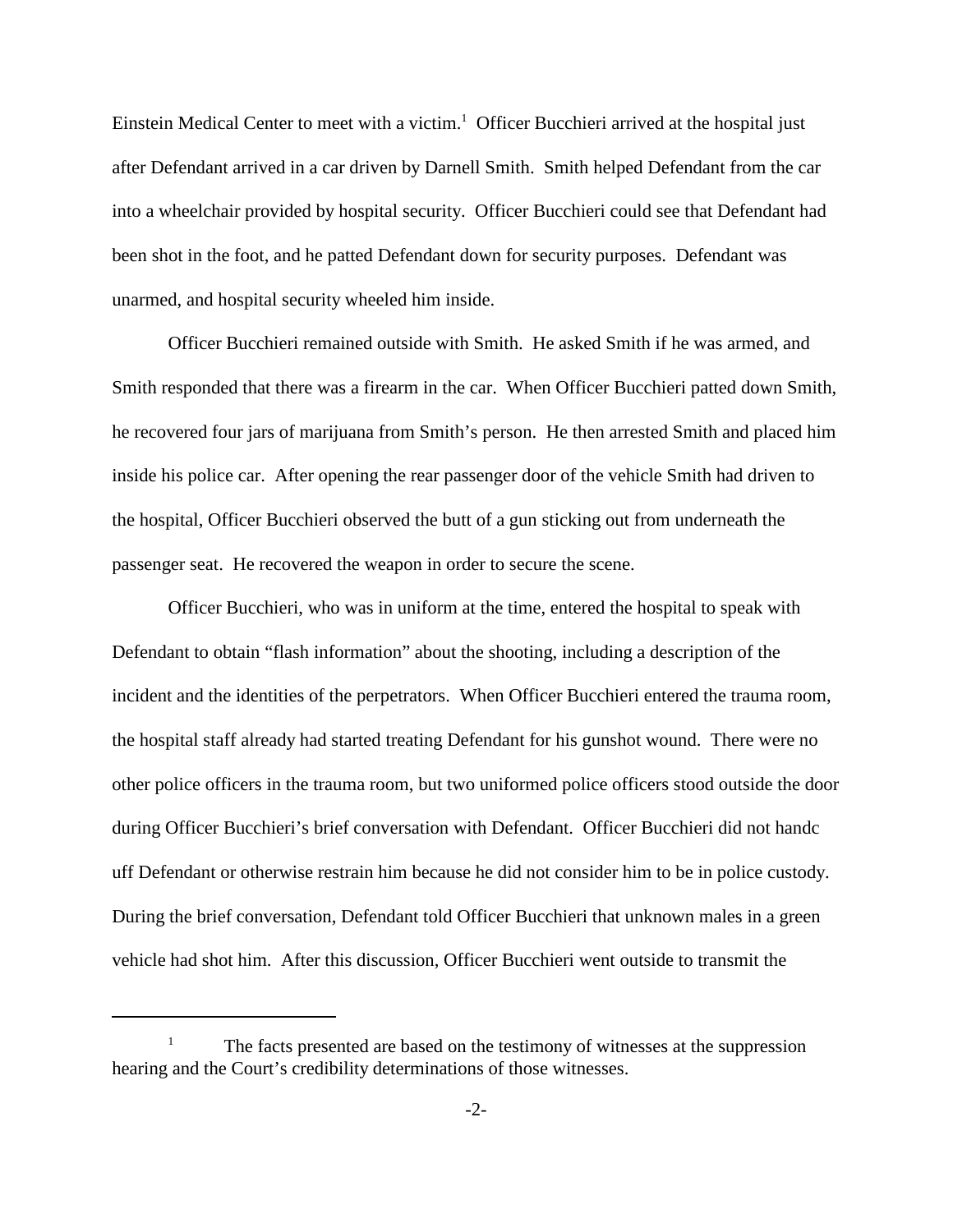Einstein Medical Center to meet with a victim.[1] Officer Bucchieri arrived at the hospital just after Defendant arrived in a car driven by Darnell Smith. Smith helped Defendant from the car into a wheelchair provided by hospital security. Officer Bucchieri could see that Defendant had been shot in the foot, and he patted Defendant down for security purposes. Defendant was unarmed, and hospital security wheeled him inside.

Officer Bucchieri remained outside with Smith. He asked Smith if he was armed, and Smith responded that there was a firearm in the car. When Officer Bucchieri patted down Smith, he recovered four jars of marijuana from Smith's person. He then arrested Smith and placed him inside his police car. After opening the rear passenger door of the vehicle Smith had driven to the hospital, Officer Bucchieri observed the butt of a gun sticking out from underneath the passenger seat. He recovered the weapon in order to secure the scene.

Officer Bucchieri, who was in uniform at the time, entered the hospital to speak with Defendant to obtain "flash information" about the shooting, including a description of the incident and the identities of the perpetrators. When Officer Bucchieri entered the trauma room, the hospital staff already had started treating Defendant for his gunshot wound. There were no other police officers in the trauma room, but two uniformed police officers stood outside the door during Officer Bucchieri's brief conversation with Defendant. Officer Bucchieri did not handcuff Defendant or otherwise restrain him because he did not consider him to be in police custody. During the brief conversation, Defendant told Officer Bucchieri that unknown males in a green vehicle had shot him. After this discussion, Officer Bucchieri went outside to transmit the

[1] The facts presented are based on the testimony of witnesses at the suppression hearing and the Court's credibility determinations of those witnesses.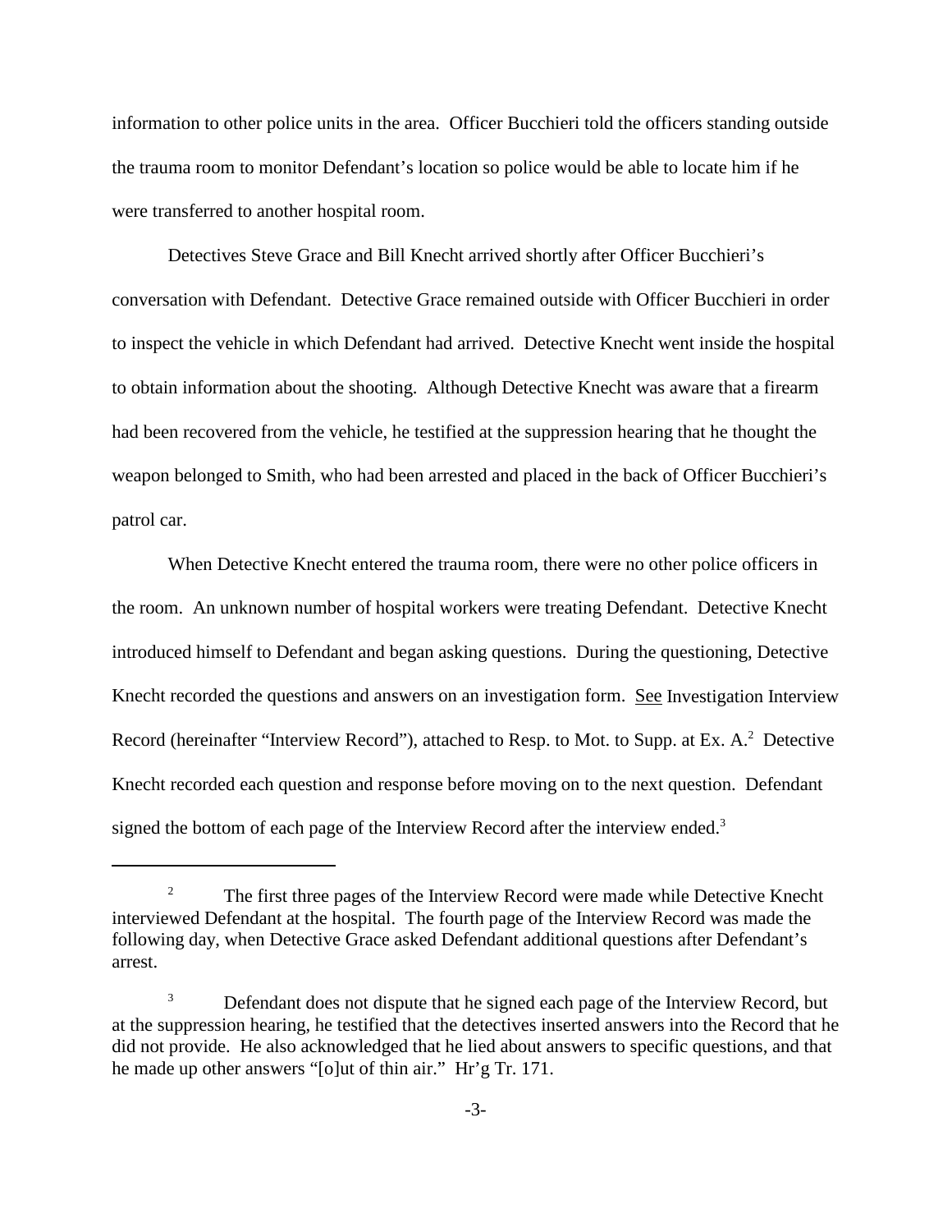information to other police units in the area. Officer Bucchieri told the officers standing outside the trauma room to monitor Defendant's location so police would be able to locate him if he were transferred to another hospital room.

Detectives Steve Grace and Bill Knecht arrived shortly after Officer Bucchieri's conversation with Defendant. Detective Grace remained outside with Officer Bucchieri in order to inspect the vehicle in which Defendant had arrived. Detective Knecht went inside the hospital to obtain information about the shooting. Although Detective Knecht was aware that a firearm had been recovered from the vehicle, he testified at the suppression hearing that he thought the weapon belonged to Smith, who had been arrested and placed in the back of Officer Bucchieri's patrol car.

When Detective Knecht entered the trauma room, there were no other police officers in the room. An unknown number of hospital workers were treating Defendant. Detective Knecht introduced himself to Defendant and began asking questions. During the questioning, Detective Knecht recorded the questions and answers on an investigation form. See Investigation Interview Record (hereinafter "Interview Record"), attached to Resp. to Mot. to Supp. at Ex. A.[2] Detective Knecht recorded each question and response before moving on to the next question. Defendant signed the bottom of each page of the Interview Record after the interview ended.[3]

---

[2] The first three pages of the Interview Record were made while Detective Knecht interviewed Defendant at the hospital. The fourth page of the Interview Record was made the following day, when Detective Grace asked Defendant additional questions after Defendant's arrest.

[3] Defendant does not dispute that he signed each page of the Interview Record, but at the suppression hearing, he testified that the detectives inserted answers into the Record that he did not provide. He also acknowledged that he lied about answers to specific questions, and that he made up other answers "[o]ut of thin air." Hr'g Tr. 171.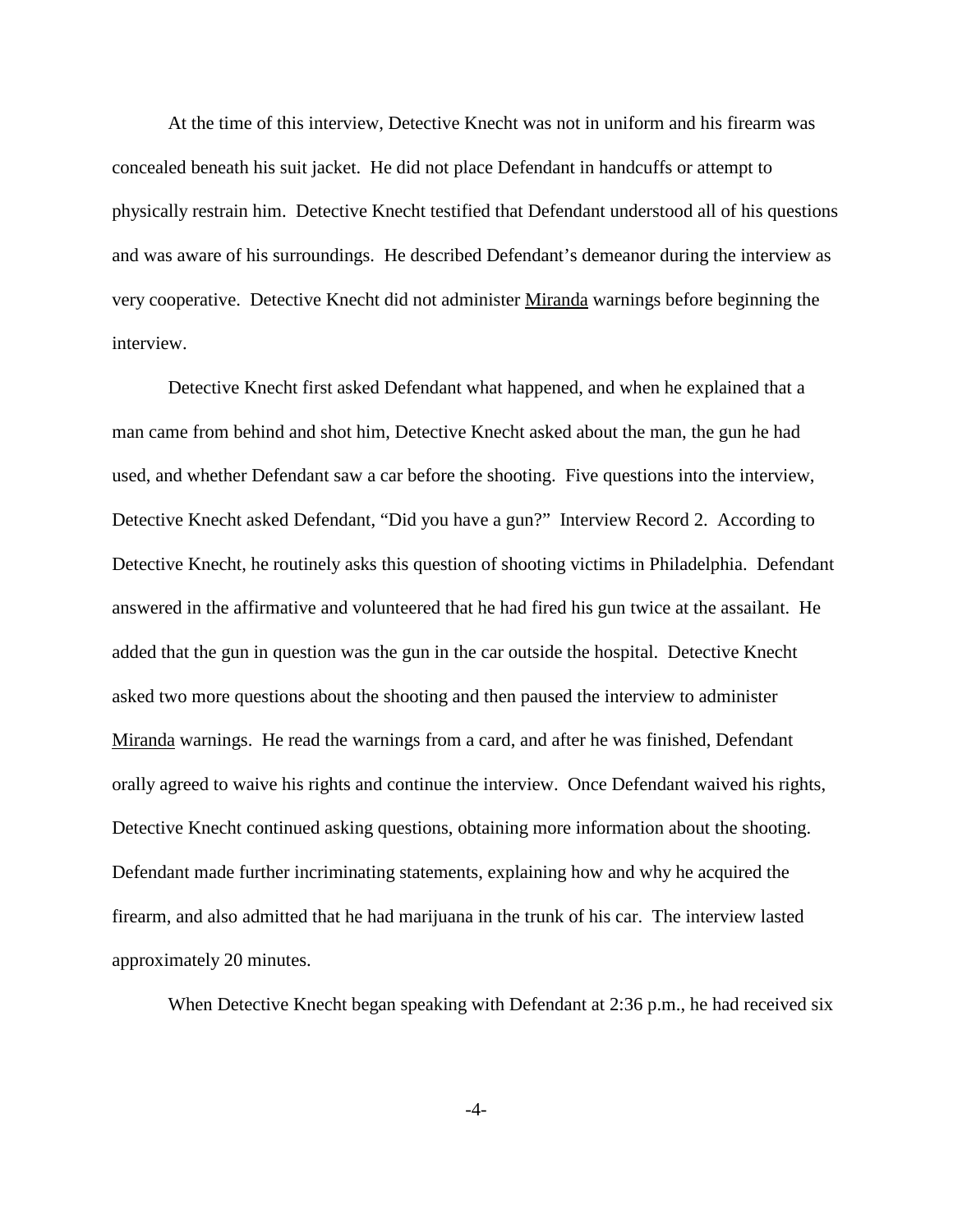At the time of this interview, Detective Knecht was not in uniform and his firearm was concealed beneath his suit jacket. He did not place Defendant in handcuffs or attempt to physically restrain him. Detective Knecht testified that Defendant understood all of his questions and was aware of his surroundings. He described Defendant's demeanor during the interview as very cooperative. Detective Knecht did not administer Miranda warnings before beginning the interview.

Detective Knecht first asked Defendant what happened, and when he explained that a man came from behind and shot him, Detective Knecht asked about the man, the gun he had used, and whether Defendant saw a car before the shooting. Five questions into the interview, Detective Knecht asked Defendant, "Did you have a gun?" Interview Record 2. According to Detective Knecht, he routinely asks this question of shooting victims in Philadelphia. Defendant answered in the affirmative and volunteered that he had fired his gun twice at the assailant. He added that the gun in question was the gun in the car outside the hospital. Detective Knecht asked two more questions about the shooting and then paused the interview to administer Miranda warnings. He read the warnings from a card, and after he was finished, Defendant orally agreed to waive his rights and continue the interview. Once Defendant waived his rights, Detective Knecht continued asking questions, obtaining more information about the shooting. Defendant made further incriminating statements, explaining how and why he acquired the firearm, and also admitted that he had marijuana in the trunk of his car. The interview lasted approximately 20 minutes.

When Detective Knecht began speaking with Defendant at 2:36 p.m., he had received six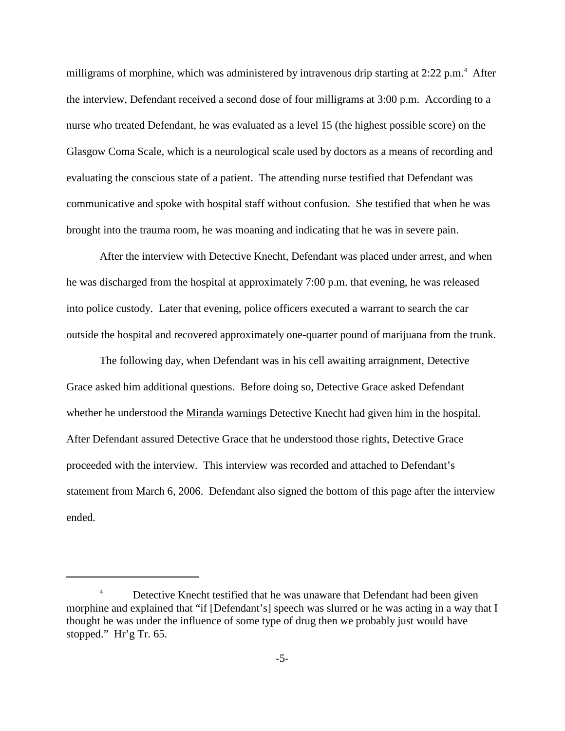milligrams of morphine, which was administered by intravenous drip starting at 2:22 p.m.[4] After the interview, Defendant received a second dose of four milligrams at 3:00 p.m. According to a nurse who treated Defendant, he was evaluated as a level 15 (the highest possible score) on the Glasgow Coma Scale, which is a neurological scale used by doctors as a means of recording and evaluating the conscious state of a patient. The attending nurse testified that Defendant was communicative and spoke with hospital staff without confusion. She testified that when he was brought into the trauma room, he was moaning and indicating that he was in severe pain.

After the interview with Detective Knecht, Defendant was placed under arrest, and when he was discharged from the hospital at approximately 7:00 p.m. that evening, he was released into police custody. Later that evening, police officers executed a warrant to search the car outside the hospital and recovered approximately one-quarter pound of marijuana from the trunk.

The following day, when Defendant was in his cell awaiting arraignment, Detective Grace asked him additional questions. Before doing so, Detective Grace asked Defendant whether he understood the Miranda warnings Detective Knecht had given him in the hospital. After Defendant assured Detective Grace that he understood those rights, Detective Grace proceeded with the interview. This interview was recorded and attached to Defendant's statement from March 6, 2006. Defendant also signed the bottom of this page after the interview ended.

---

[4] Detective Knecht testified that he was unaware that Defendant had been given morphine and explained that "if [Defendant's] speech was slurred or he was acting in a way that I thought he was under the influence of some type of drug then we probably just would have stopped." Hr'g Tr. 65.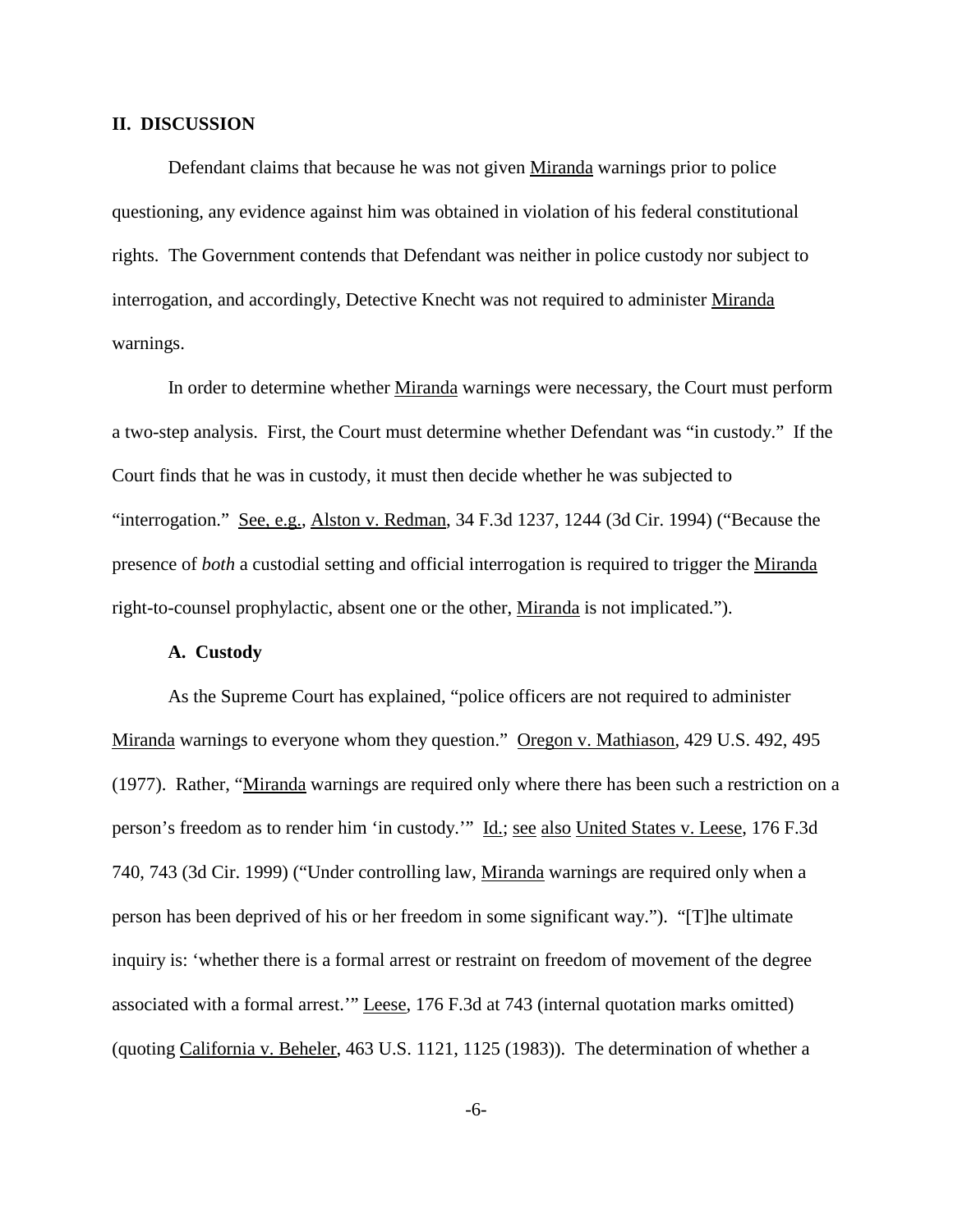## II. DISCUSSION

Defendant claims that because he was not given Miranda warnings prior to police questioning, any evidence against him was obtained in violation of his federal constitutional rights. The Government contends that Defendant was neither in police custody nor subject to interrogation, and accordingly, Detective Knecht was not required to administer Miranda warnings.

In order to determine whether Miranda warnings were necessary, the Court must perform a two-step analysis. First, the Court must determine whether Defendant was "in custody." If the Court finds that he was in custody, it must then decide whether he was subjected to "interrogation." See, e.g., Alston v. Redman, 34 F.3d 1237, 1244 (3d Cir. 1994) ("Because the presence of *both* a custodial setting and official interrogation is required to trigger the Miranda right-to-counsel prophylactic, absent one or the other, Miranda is not implicated.").

### A. Custody

As the Supreme Court has explained, "police officers are not required to administer Miranda warnings to everyone whom they question." Oregon v. Mathiason, 429 U.S. 492, 495 (1977). Rather, "Miranda warnings are required only where there has been such a restriction on a person's freedom as to render him 'in custody.'" Id.; see also United States v. Leese, 176 F.3d 740, 743 (3d Cir. 1999) ("Under controlling law, Miranda warnings are required only when a person has been deprived of his or her freedom in some significant way."). "[T]he ultimate inquiry is: 'whether there is a formal arrest or restraint on freedom of movement of the degree associated with a formal arrest.'" Leese, 176 F.3d at 743 (internal quotation marks omitted) (quoting California v. Beheler, 463 U.S. 1121, 1125 (1983)). The determination of whether a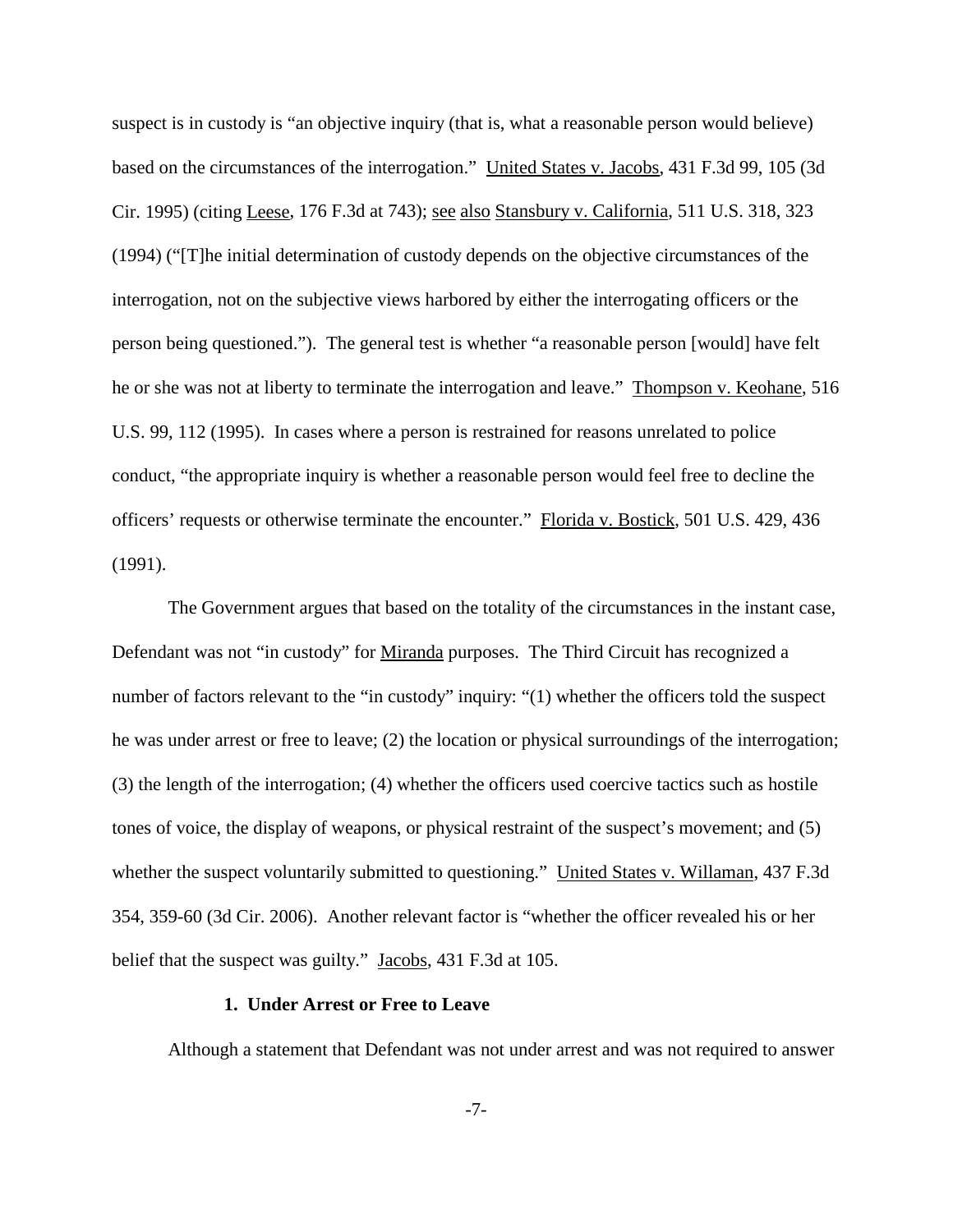suspect is in custody is "an objective inquiry (that is, what a reasonable person would believe) based on the circumstances of the interrogation." United States v. Jacobs, 431 F.3d 99, 105 (3d Cir. 1995) (citing Leese, 176 F.3d at 743); see also Stansbury v. California, 511 U.S. 318, 323 (1994) ("[T]he initial determination of custody depends on the objective circumstances of the interrogation, not on the subjective views harbored by either the interrogating officers or the person being questioned."). The general test is whether "a reasonable person [would] have felt he or she was not at liberty to terminate the interrogation and leave." Thompson v. Keohane, 516 U.S. 99, 112 (1995). In cases where a person is restrained for reasons unrelated to police conduct, "the appropriate inquiry is whether a reasonable person would feel free to decline the officers' requests or otherwise terminate the encounter." Florida v. Bostick, 501 U.S. 429, 436 (1991).

The Government argues that based on the totality of the circumstances in the instant case, Defendant was not "in custody" for Miranda purposes. The Third Circuit has recognized a number of factors relevant to the "in custody" inquiry: "(1) whether the officers told the suspect he was under arrest or free to leave; (2) the location or physical surroundings of the interrogation; (3) the length of the interrogation; (4) whether the officers used coercive tactics such as hostile tones of voice, the display of weapons, or physical restraint of the suspect's movement; and (5) whether the suspect voluntarily submitted to questioning." United States v. Willaman, 437 F.3d 354, 359-60 (3d Cir. 2006). Another relevant factor is "whether the officer revealed his or her belief that the suspect was guilty." Jacobs, 431 F.3d at 105.

**1. Under Arrest or Free to Leave**

Although a statement that Defendant was not under arrest and was not required to answer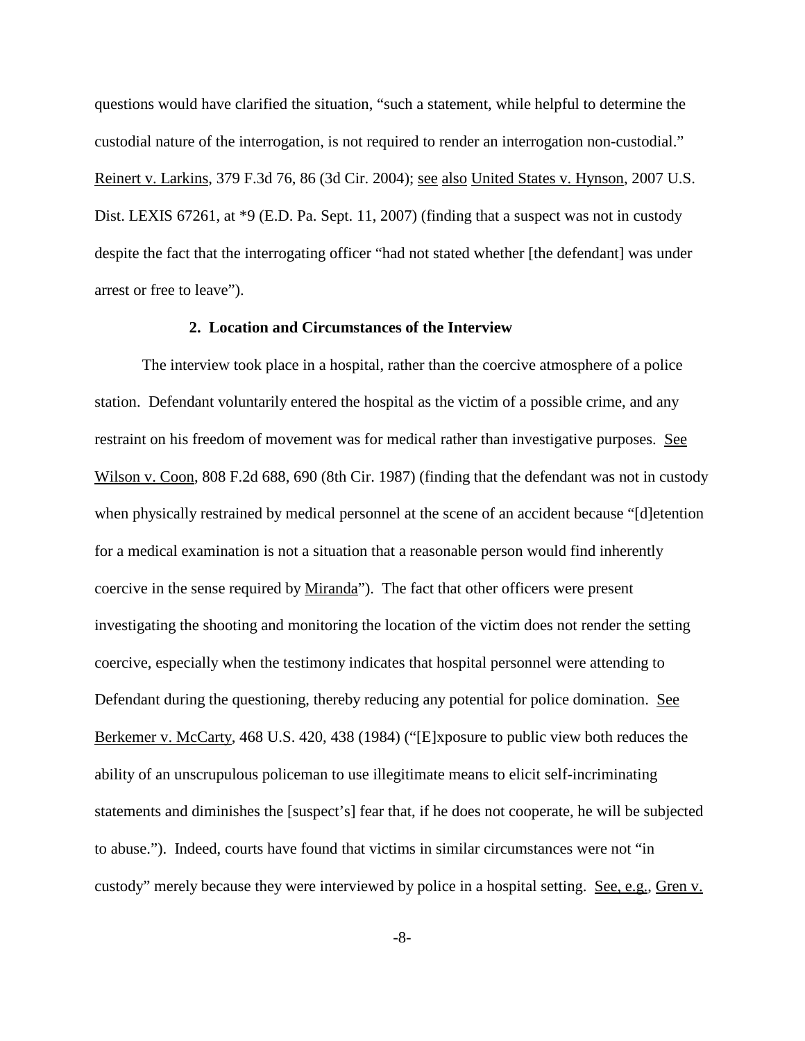questions would have clarified the situation, "such a statement, while helpful to determine the custodial nature of the interrogation, is not required to render an interrogation non-custodial." Reinert v. Larkins, 379 F.3d 76, 86 (3d Cir. 2004); see also United States v. Hynson, 2007 U.S. Dist. LEXIS 67261, at *9 (E.D. Pa. Sept. 11, 2007) (finding that a suspect was not in custody despite the fact that the interrogating officer "had not stated whether [the defendant] was under arrest or free to leave").

### 2. Location and Circumstances of the Interview

The interview took place in a hospital, rather than the coercive atmosphere of a police station. Defendant voluntarily entered the hospital as the victim of a possible crime, and any restraint on his freedom of movement was for medical rather than investigative purposes. See Wilson v. Coon, 808 F.2d 688, 690 (8th Cir. 1987) (finding that the defendant was not in custody when physically restrained by medical personnel at the scene of an accident because "[d]etention for a medical examination is not a situation that a reasonable person would find inherently coercive in the sense required by Miranda"). The fact that other officers were present investigating the shooting and monitoring the location of the victim does not render the setting coercive, especially when the testimony indicates that hospital personnel were attending to Defendant during the questioning, thereby reducing any potential for police domination. See Berkemer v. McCarty, 468 U.S. 420, 438 (1984) ("[E]xposure to public view both reduces the ability of an unscrupulous policeman to use illegitimate means to elicit self-incriminating statements and diminishes the [suspect's] fear that, if he does not cooperate, he will be subjected to abuse."). Indeed, courts have found that victims in similar circumstances were not "in custody" merely because they were interviewed by police in a hospital setting. See, e.g., Gren v.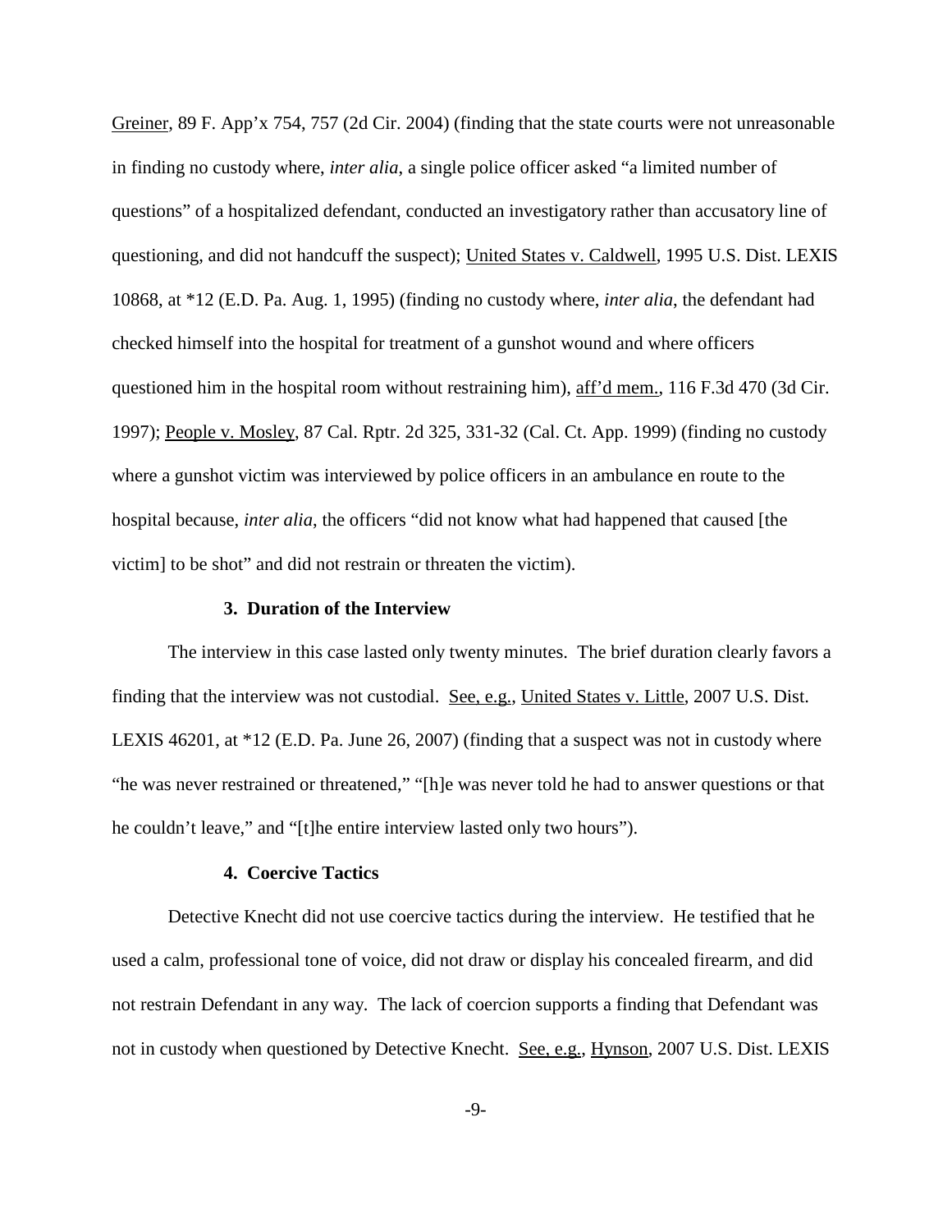Greiner, 89 F. App'x 754, 757 (2d Cir. 2004) (finding that the state courts were not unreasonable in finding no custody where, *inter alia*, a single police officer asked "a limited number of questions" of a hospitalized defendant, conducted an investigatory rather than accusatory line of questioning, and did not handcuff the suspect); United States v. Caldwell, 1995 U.S. Dist. LEXIS 10868, at *12 (E.D. Pa. Aug. 1, 1995) (finding no custody where, *inter alia*, the defendant had checked himself into the hospital for treatment of a gunshot wound and where officers questioned him in the hospital room without restraining him), aff'd mem., 116 F.3d 470 (3d Cir. 1997); People v. Mosley, 87 Cal. Rptr. 2d 325, 331-32 (Cal. Ct. App. 1999) (finding no custody where a gunshot victim was interviewed by police officers in an ambulance en route to the hospital because, *inter alia*, the officers "did not know what had happened that caused [the victim] to be shot" and did not restrain or threaten the victim).

### 3. Duration of the Interview

The interview in this case lasted only twenty minutes. The brief duration clearly favors a finding that the interview was not custodial. See, e.g., United States v. Little, 2007 U.S. Dist. LEXIS 46201, at *12 (E.D. Pa. June 26, 2007) (finding that a suspect was not in custody where "he was never restrained or threatened," "[h]e was never told he had to answer questions or that he couldn't leave," and "[t]he entire interview lasted only two hours").

### 4. Coercive Tactics

Detective Knecht did not use coercive tactics during the interview. He testified that he used a calm, professional tone of voice, did not draw or display his concealed firearm, and did not restrain Defendant in any way. The lack of coercion supports a finding that Defendant was not in custody when questioned by Detective Knecht. See, e.g., Hynson, 2007 U.S. Dist. LEXIS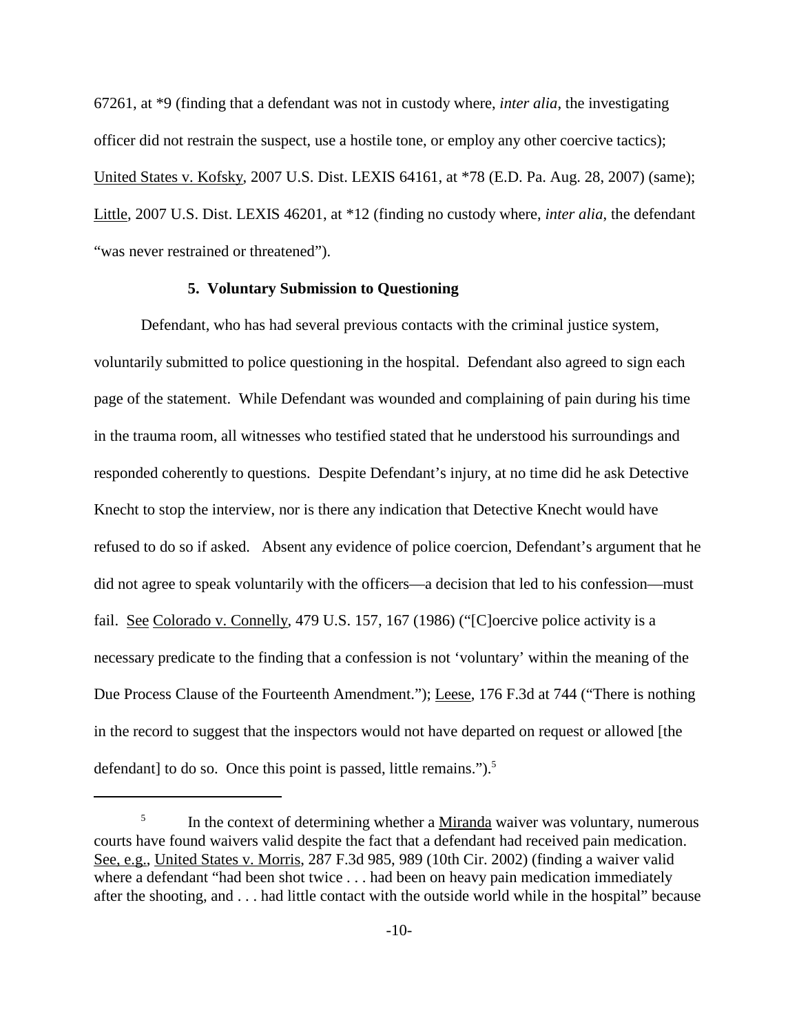67261, at *9 (finding that a defendant was not in custody where, *inter alia*, the investigating officer did not restrain the suspect, use a hostile tone, or employ any other coercive tactics); United States v. Kofsky, 2007 U.S. Dist. LEXIS 64161, at *78 (E.D. Pa. Aug. 28, 2007) (same); Little, 2007 U.S. Dist. LEXIS 46201, at *12 (finding no custody where, *inter alia*, the defendant "was never restrained or threatened").

**5. Voluntary Submission to Questioning**

Defendant, who has had several previous contacts with the criminal justice system, voluntarily submitted to police questioning in the hospital. Defendant also agreed to sign each page of the statement. While Defendant was wounded and complaining of pain during his time in the trauma room, all witnesses who testified stated that he understood his surroundings and responded coherently to questions. Despite Defendant's injury, at no time did he ask Detective Knecht to stop the interview, nor is there any indication that Detective Knecht would have refused to do so if asked. Absent any evidence of police coercion, Defendant's argument that he did not agree to speak voluntarily with the officers—a decision that led to his confession—must fail. See Colorado v. Connelly, 479 U.S. 157, 167 (1986) ("[C]oercive police activity is a necessary predicate to the finding that a confession is not 'voluntary' within the meaning of the Due Process Clause of the Fourteenth Amendment."); Leese, 176 F.3d at 744 ("There is nothing in the record to suggest that the inspectors would not have departed on request or allowed [the defendant] to do so. Once this point is passed, little remains.").[5]

---

[5] In the context of determining whether a Miranda waiver was voluntary, numerous courts have found waivers valid despite the fact that a defendant had received pain medication. See, e.g., United States v. Morris, 287 F.3d 985, 989 (10th Cir. 2002) (finding a waiver valid where a defendant "had been shot twice . . . had been on heavy pain medication immediately after the shooting, and . . . had little contact with the outside world while in the hospital" because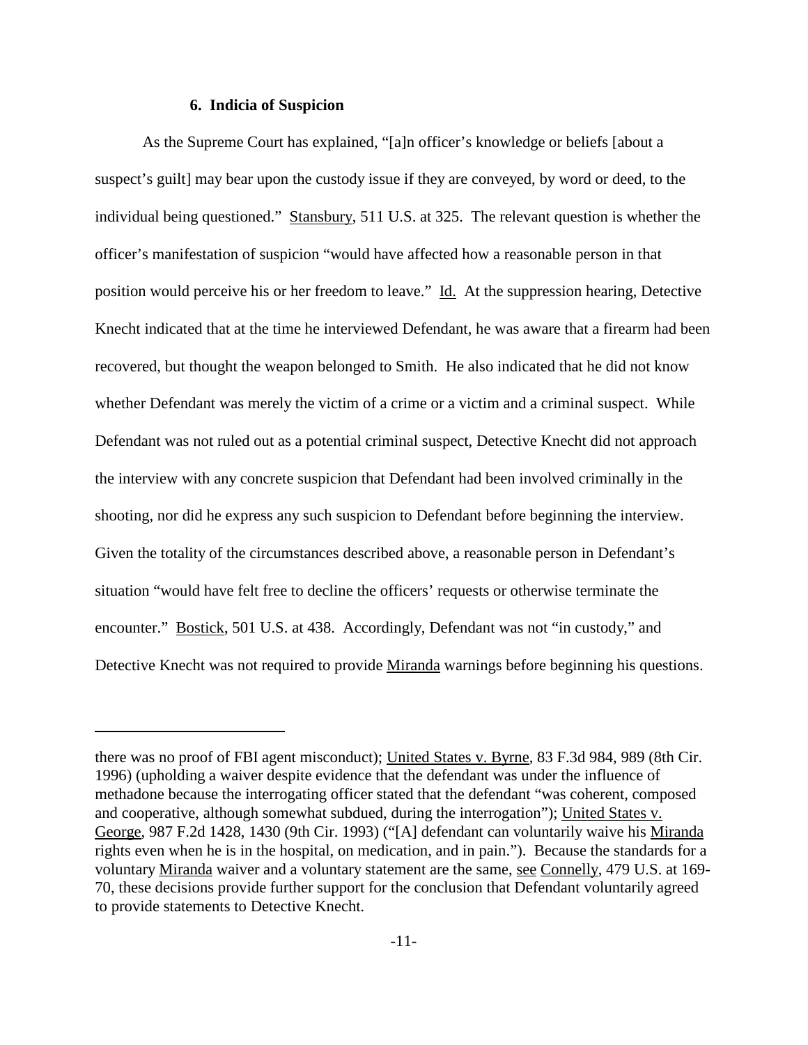#### 6. Indicia of Suspicion

As the Supreme Court has explained, "[a]n officer's knowledge or beliefs [about a suspect's guilt] may bear upon the custody issue if they are conveyed, by word or deed, to the individual being questioned." Stansbury, 511 U.S. at 325. The relevant question is whether the officer's manifestation of suspicion "would have affected how a reasonable person in that position would perceive his or her freedom to leave." Id. At the suppression hearing, Detective Knecht indicated that at the time he interviewed Defendant, he was aware that a firearm had been recovered, but thought the weapon belonged to Smith. He also indicated that he did not know whether Defendant was merely the victim of a crime or a victim and a criminal suspect. While Defendant was not ruled out as a potential criminal suspect, Detective Knecht did not approach the interview with any concrete suspicion that Defendant had been involved criminally in the shooting, nor did he express any such suspicion to Defendant before beginning the interview. Given the totality of the circumstances described above, a reasonable person in Defendant's situation "would have felt free to decline the officers' requests or otherwise terminate the encounter." Bostick, 501 U.S. at 438. Accordingly, Defendant was not "in custody," and Detective Knecht was not required to provide Miranda warnings before beginning his questions.

---

there was no proof of FBI agent misconduct); United States v. Byrne, 83 F.3d 984, 989 (8th Cir. 1996) (upholding a waiver despite evidence that the defendant was under the influence of methadone because the interrogating officer stated that the defendant "was coherent, composed and cooperative, although somewhat subdued, during the interrogation"); United States v. George, 987 F.2d 1428, 1430 (9th Cir. 1993) ("[A] defendant can voluntarily waive his Miranda rights even when he is in the hospital, on medication, and in pain."). Because the standards for a voluntary Miranda waiver and a voluntary statement are the same, see Connelly, 479 U.S. at 169-70, these decisions provide further support for the conclusion that Defendant voluntarily agreed to provide statements to Detective Knecht.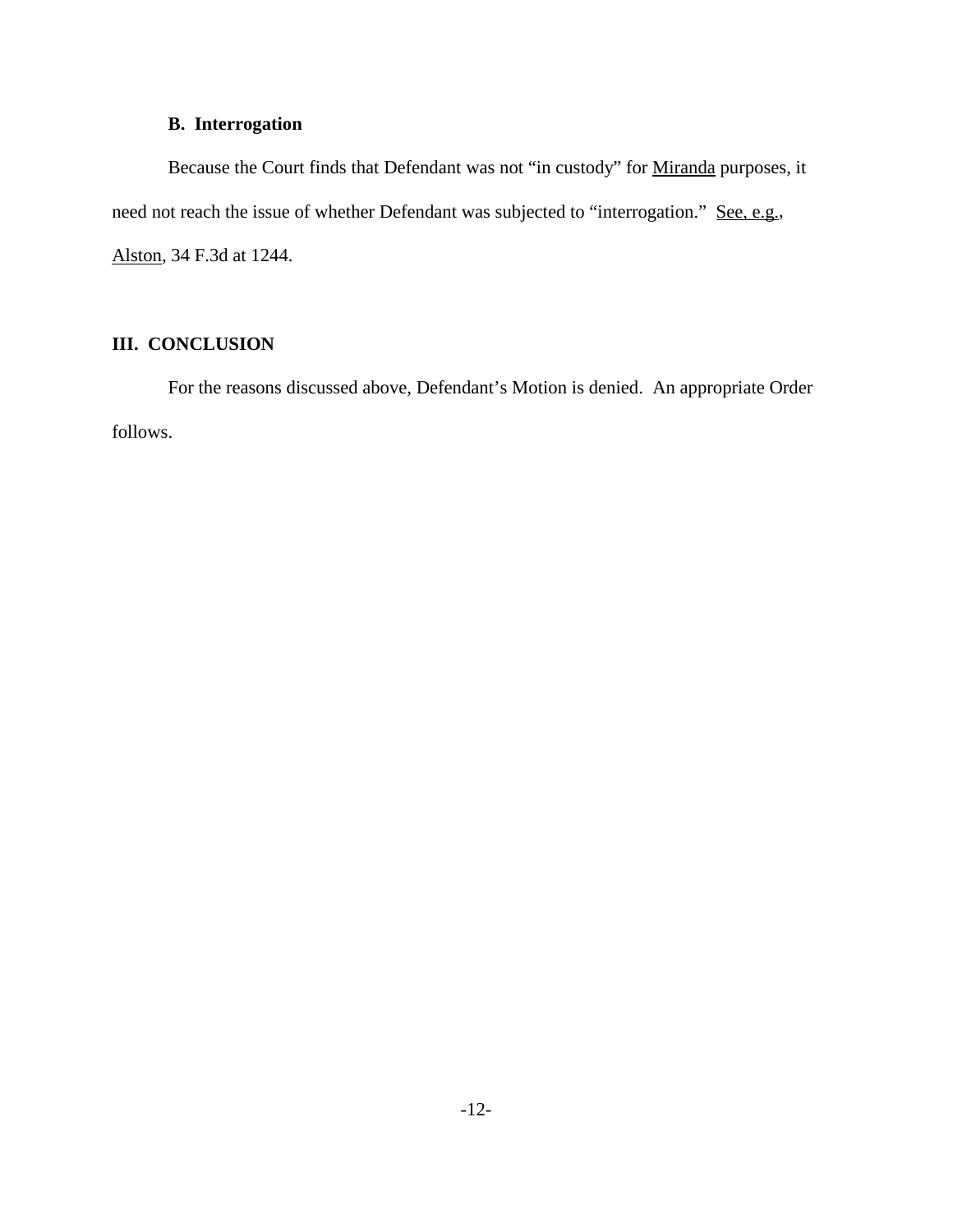### B. Interrogation

Because the Court finds that Defendant was not "in custody" for Miranda purposes, it need not reach the issue of whether Defendant was subjected to "interrogation." See, e.g., Alston, 34 F.3d at 1244.

## III. CONCLUSION

For the reasons discussed above, Defendant's Motion is denied. An appropriate Order follows.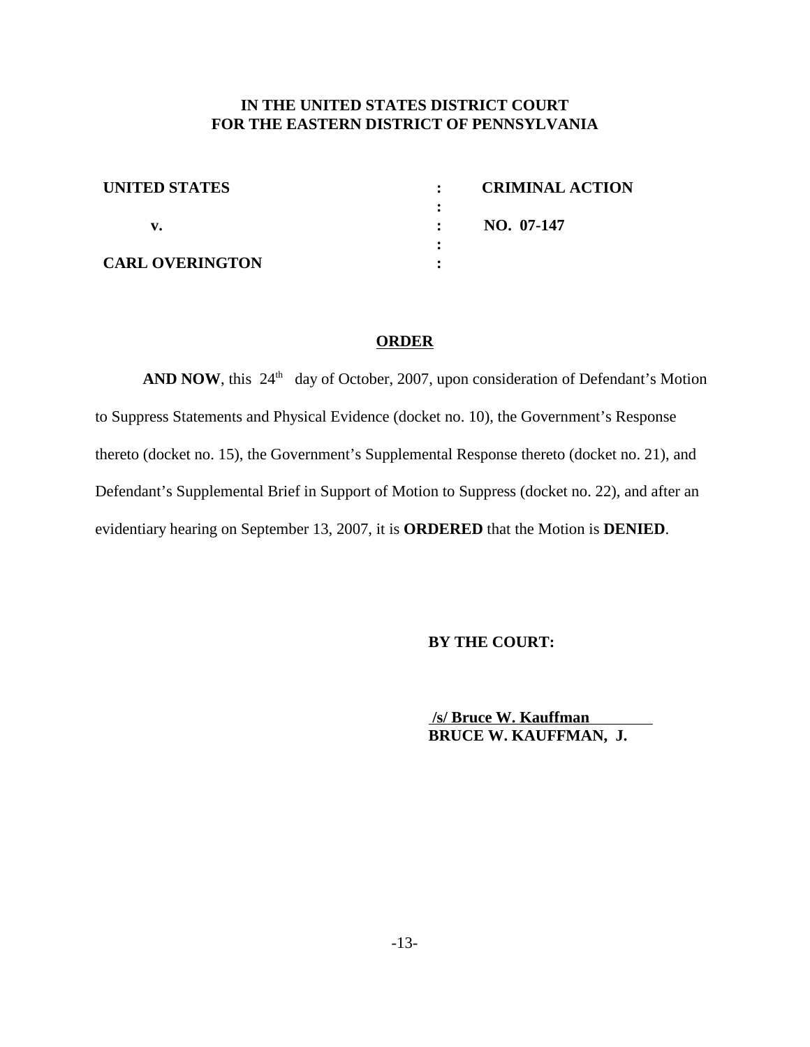**IN THE UNITED STATES DISTRICT COURT**
**FOR THE EASTERN DISTRICT OF PENNSYLVANIA**

| | | |
|---|---|---|
| **UNITED STATES** | : | **CRIMINAL ACTION** |
| | : | |
| **v.** | : | **NO. 07-147** |
| | : | |
| **CARL OVERINGTON** | : | |

## ORDER

**AND NOW**, this 24th day of October, 2007, upon consideration of Defendant's Motion to Suppress Statements and Physical Evidence (docket no. 10), the Government's Response thereto (docket no. 15), the Government's Supplemental Response thereto (docket no. 21), and Defendant's Supplemental Brief in Support of Motion to Suppress (docket no. 22), and after an evidentiary hearing on September 13, 2007, it is **ORDERED** that the Motion is **DENIED**.

**BY THE COURT:**

**/s/ Bruce W. Kauffman**
**BRUCE W. KAUFFMAN, J.**